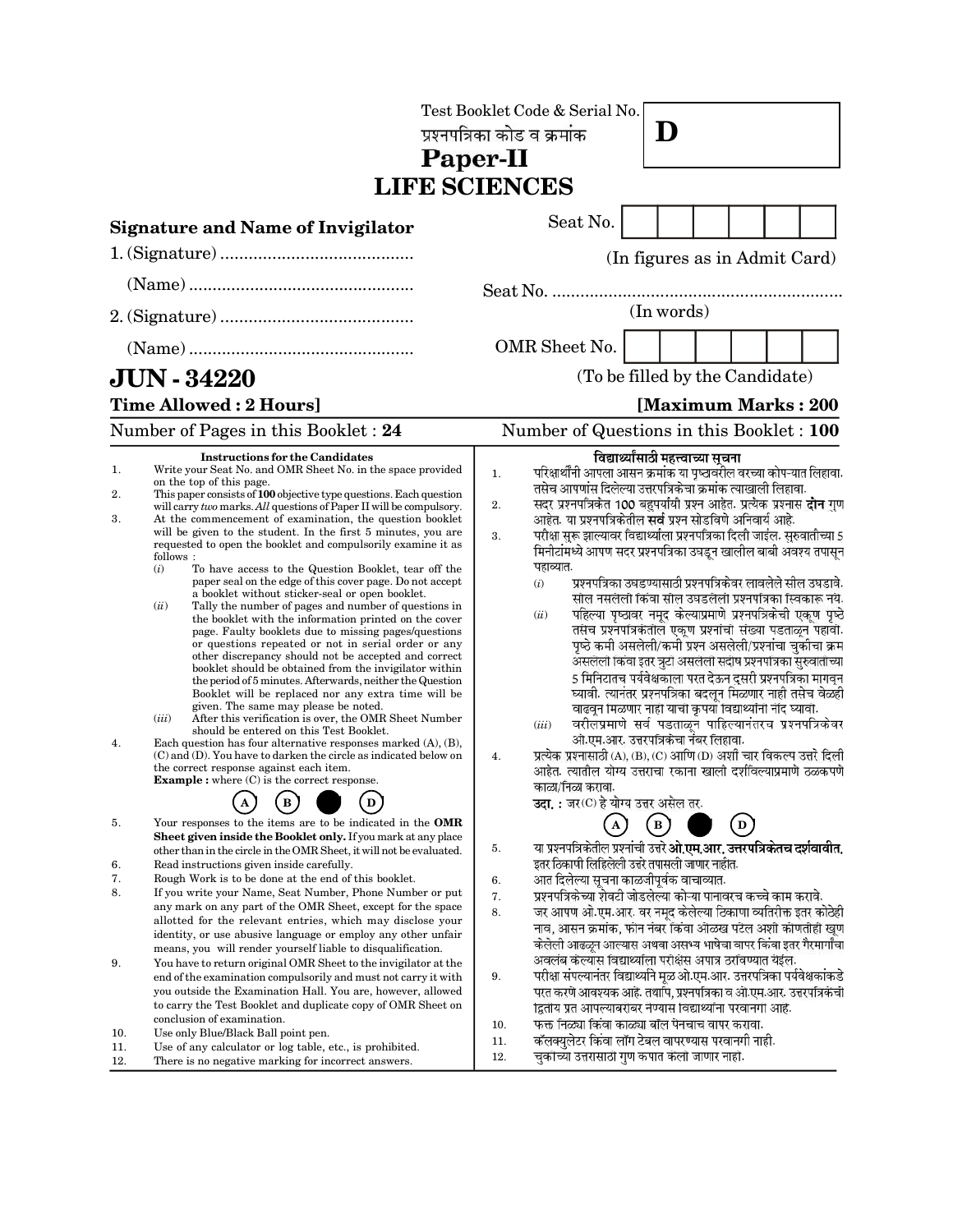Test Booklet Code & Serial No.
प्रश्नपत्रिका कोड व क्रमांक

**D**

# Paper-II
# LIFE SCIENCES

**Signature and Name of Invigilator**

1. (Signature) .........................................

   (Name) ................................................

2. (Signature) .........................................

   (Name) ................................................

Seat No. | | | | | | | |

(In figures as in Admit Card)

Seat No. ..............................................................

(In words)

OMR Sheet No. | | | | | | | |

(To be filled by the Candidate)

## JUN - 34220

**Time Allowed : 2 Hours]** **[Maximum Marks : 200**

Number of Pages in this Booklet : 24 Number of Questions in this Booklet : 100

### Instructions for the Candidates

1. Write your Seat No. and OMR Sheet No. in the space provided on the top of this page.
2. This paper consists of **100** objective type questions. Each question will carry *two* marks. *All* questions of Paper II will be compulsory.
3. At the commencement of examination, the question booklet will be given to the student. In the first 5 minutes, you are requested to open the booklet and compulsorily examine it as follows :
   (*i*) To have access to the Question Booklet, tear off the paper seal on the edge of this cover page. Do not accept a booklet without sticker-seal or open booklet.
   (*ii*) Tally the number of pages and number of questions in the booklet with the information printed on the cover page. Faulty booklets due to missing pages/questions or questions repeated or not in serial order or any other discrepancy should not be accepted and correct booklet should be obtained from the invigilator within the period of 5 minutes. Afterwards, neither the Question Booklet will be replaced nor any extra time will be given. The same may please be noted.
   (*iii*) After this verification is over, the OMR Sheet Number should be entered on this Test Booklet.
4. Each question has four alternative responses marked (A), (B), (C) and (D). You have to darken the circle as indicated below on the correct response against each item.
   **Example :** where (C) is the correct response.
   (A) (B) ● (D)
5. Your responses to the items are to be indicated in the **OMR Sheet given inside the Booklet only.** If you mark at any place other than in the circle in the OMR Sheet, it will not be evaluated.
6. Read instructions given inside carefully.
7. Rough Work is to be done at the end of this booklet.
8. If you write your Name, Seat Number, Phone Number or put any mark on any part of the OMR Sheet, except for the space allotted for the relevant entries, which may disclose your identity, or use abusive language or employ any other unfair means, you will render yourself liable to disqualification.
9. You have to return original OMR Sheet to the invigilator at the end of the examination compulsorily and must not carry it with you outside the Examination Hall. You are, however, allowed to carry the Test Booklet and duplicate copy of OMR Sheet on conclusion of examination.
10. Use only Blue/Black Ball point pen.
11. Use of any calculator or log table, etc., is prohibited.
12. There is no negative marking for incorrect answers.

### विद्यार्थ्यांसाठी महत्त्वाच्या सूचना

1. परिक्षार्थींनी आपला आसन क्रमांक या पृष्ठावरील वरच्या कोपऱ्यात लिहावा. तसेच आपणांस दिलेल्या उत्तरपत्रिकेचा क्रमांक त्याखाली लिहावा.
2. सदर प्रश्नपत्रिकेत 100 बहुपर्यायी प्रश्न आहेत. प्रत्येक प्रश्नास **दोन** गुण आहेत. या प्रश्नपत्रिकेतील **सर्व** प्रश्न सोडविणे अनिवार्य आहे.
3. परीक्षा सुरू झाल्यावर विद्यार्थ्याला प्रश्नपत्रिका दिली जाईल. सुरुवातीच्या 5 मिनीटांमध्ये आपण सदर प्रश्नपत्रिका उघडून खालील बाबी अवश्य तपासून पहाव्यात.
   (*i*) प्रश्नपत्रिका उघडण्यासाठी प्रश्नपत्रिकेवर लावलेले सील उघडावे. सील नसलेली किंवा सील उघडलेली प्रश्नपत्रिका स्विकारू नये.
   (*ii*) पहिल्या पृष्ठावर नमूद केल्याप्रमाणे प्रश्नपत्रिकेची एकूण पृष्ठे तसेच प्रश्नपत्रिकेतील एकूण प्रश्नांची संख्या पडताळून पहावी. पृष्ठे कमी असलेली/कमी प्रश्न असलेली/प्रश्नांचा चुकीचा क्रम असलेली किंवा इतर त्रुटी असलेली सदोष प्रश्नपत्रिका सुरुवातीच्या 5 मिनिटातच पर्यवेक्षकाला परत देऊन दुसरी प्रश्नपत्रिका मागवून घ्यावी. त्यानंतर प्रश्नपत्रिका बदलून मिळणार नाही तसेच वेळही वाढवून मिळणार नाही याची कृपया विद्यार्थ्यांनी नोंद घ्यावी.
   (*iii*) वरीलप्रमाणे सर्व पडताळून पाहिल्यानंतरच प्रश्नपत्रिकेवर ओ.एम.आर. उत्तरपत्रिकेचा नंबर लिहावा.
4. प्रत्येक प्रश्नासाठी (A), (B), (C) आणि (D) अशी चार विकल्प उत्तरे दिली आहेत. त्यातील योग्य उत्तराचा रकाना खाली दर्शविल्याप्रमाणे ठळकपणे काळा/निळा करावा.
   **उदा. :** जर (C) हे योग्य उत्तर असेल तर.
   (A) (B) ● (D)
5. या प्रश्नपत्रिकेतील प्रश्नांची उत्तरे **ओ.एम.आर. उत्तरपत्रिकेतच दर्शवावीत.** इतर ठिकाणी लिहिलेली उत्तरे तपासली जाणार नाहीत.
6. आत दिलेल्या सूचना काळजीपूर्वक वाचाव्यात.
7. प्रश्नपत्रिकेच्या शेवटी जोडलेल्या कोऱ्या पानावरच कच्चे काम करावे.
8. जर आपण ओ.एम.आर. वर नमूद केलेल्या ठिकाणा व्यतिरिक्त इतर कोठेही नाव, आसन क्रमांक, फोन नंबर किंवा ओळख पटेल अशी कोणतीही खूण केलेली आढळून आल्यास अथवा असभ्य भाषेचा वापर किंवा इतर गैरमार्गांचा अवलंब केल्यास विद्यार्थ्याला परीक्षेस अपात्र ठरविण्यात येईल.
9. परीक्षा संपल्यानंतर विद्यार्थ्याने मूळ ओ.एम.आर. उत्तरपत्रिका पर्यवेक्षकांकडे परत करणे आवश्यक आहे. तथापि, प्रश्नपत्रिका व ओ.एम.आर. उत्तरपत्रिकेची द्वितीय प्रत आपल्याबरोबर नेण्यास विद्यार्थ्यांना परवानगी आहे.
10. फक्त निळ्या किंवा काळ्या बॉल पेनचाच वापर करावा.
11. कॅलक्युलेटर किंवा लॉग टेबल वापरण्यास परवानगी नाही.
12. चुकीच्या उत्तरासाठी गुण कपात केले जाणार नाहीत.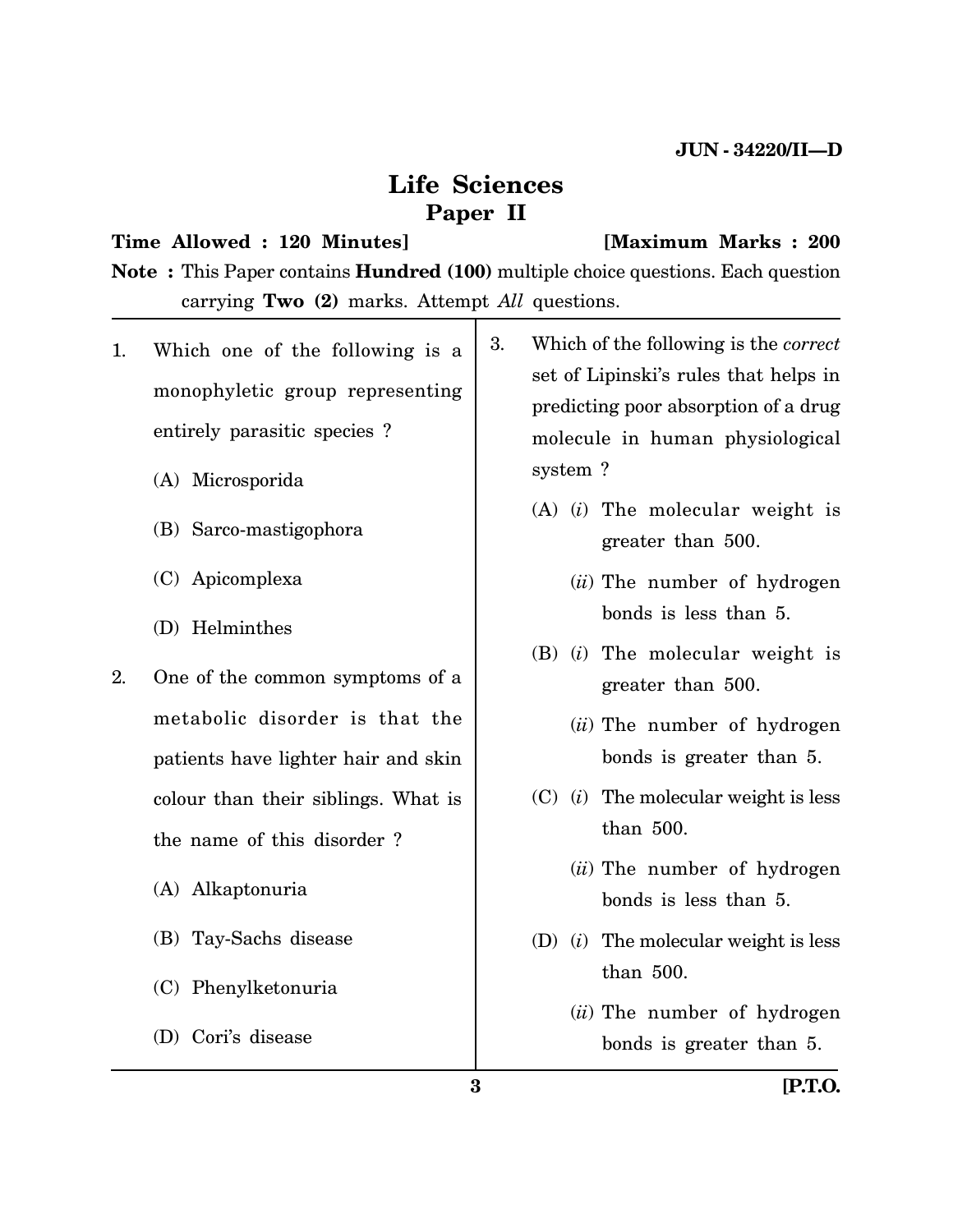# Life Sciences

## Paper II

**Time Allowed : 120 Minutes]** **[Maximum Marks : 200**

**Note :** This Paper contains **Hundred (100)** multiple choice questions. Each question carrying **Two (2)** marks. Attempt *All* questions.

1. Which one of the following is a monophyletic group representing entirely parasitic species ?

   (A) Microsporida

   (B) Sarco-mastigophora

   (C) Apicomplexa

   (D) Helminthes

2. One of the common symptoms of a metabolic disorder is that the patients have lighter hair and skin colour than their siblings. What is the name of this disorder ?

   (A) Alkaptonuria

   (B) Tay-Sachs disease

   (C) Phenylketonuria

   (D) Cori's disease

3. Which of the following is the *correct* set of Lipinski's rules that helps in predicting poor absorption of a drug molecule in human physiological system ?

   (A) (*i*) The molecular weight is greater than 500.

   (*ii*) The number of hydrogen bonds is less than 5.

   (B) (*i*) The molecular weight is greater than 500.

   (*ii*) The number of hydrogen bonds is greater than 5.

   (C) (*i*) The molecular weight is less than 500.

   (*ii*) The number of hydrogen bonds is less than 5.

   (D) (*i*) The molecular weight is less than 500.

   (*ii*) The number of hydrogen bonds is greater than 5.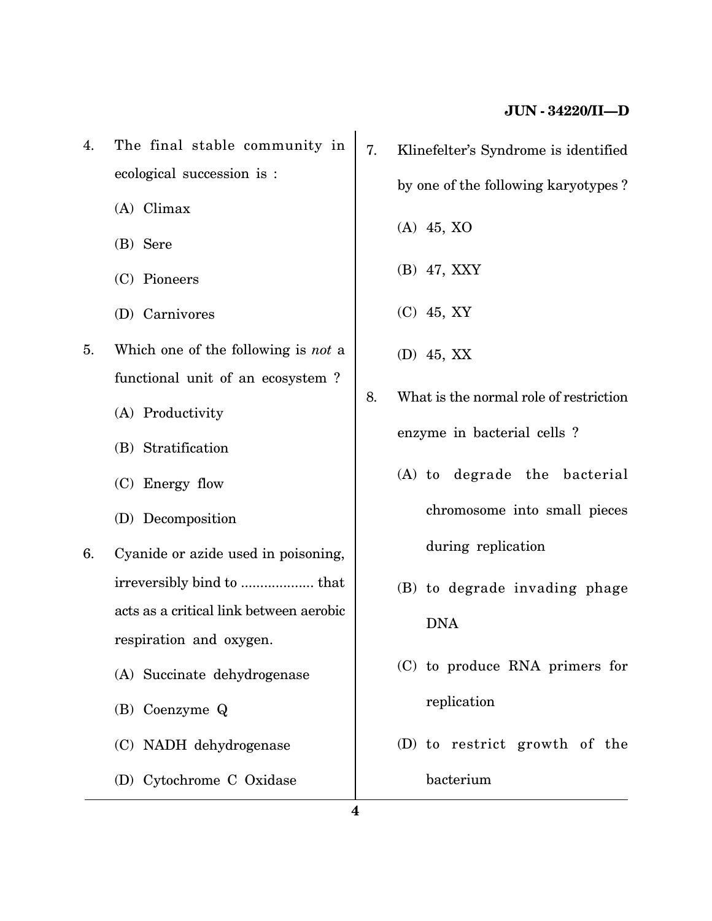4. The final stable community in ecological succession is :

   (A) Climax

   (B) Sere

   (C) Pioneers

   (D) Carnivores

5. Which one of the following is *not* a functional unit of an ecosystem ?

   (A) Productivity

   (B) Stratification

   (C) Energy flow

   (D) Decomposition

6. Cyanide or azide used in poisoning, irreversibly bind to .................. that acts as a critical link between aerobic respiration and oxygen.

   (A) Succinate dehydrogenase

   (B) Coenzyme Q

   (C) NADH dehydrogenase

   (D) Cytochrome C Oxidase

7. Klinefelter's Syndrome is identified by one of the following karyotypes ?

   (A) 45, XO

   (B) 47, XXY

   (C) 45, XY

   (D) 45, XX

8. What is the normal role of restriction enzyme in bacterial cells ?

   (A) to degrade the bacterial chromosome into small pieces during replication

   (B) to degrade invading phage DNA

   (C) to produce RNA primers for replication

   (D) to restrict growth of the bacterium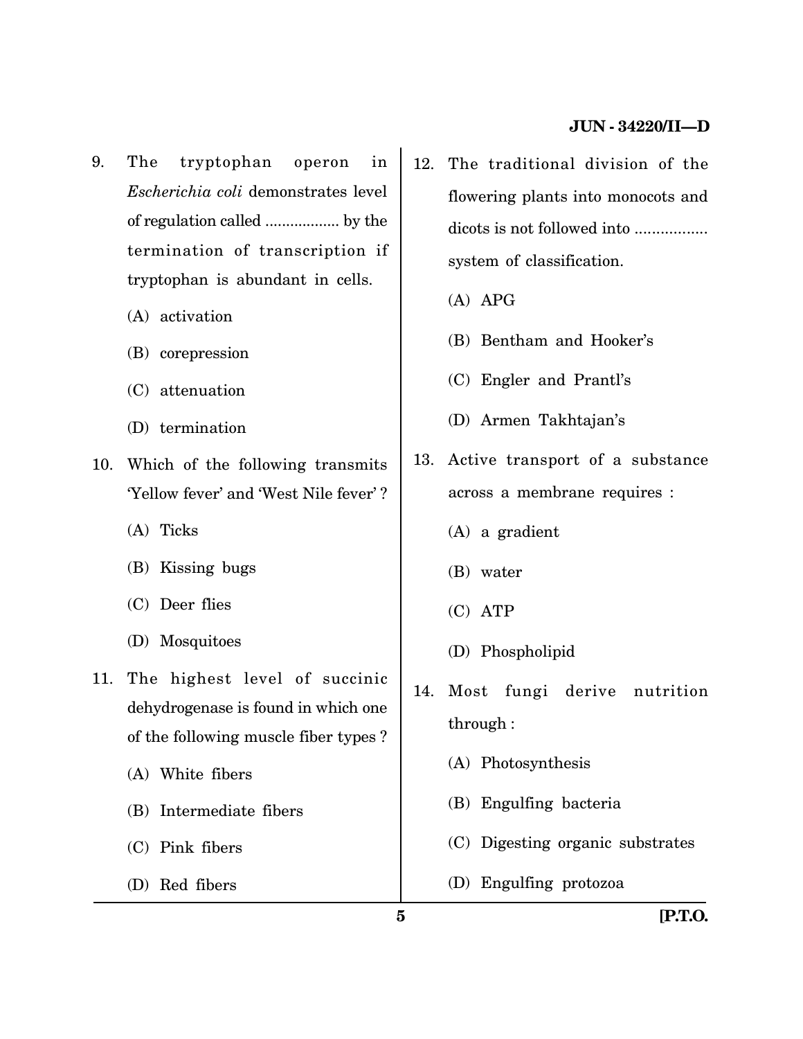9. The tryptophan operon in *Escherichia coli* demonstrates level of regulation called ................. by the termination of transcription if tryptophan is abundant in cells.

   (A) activation

   (B) corepression

   (C) attenuation

   (D) termination

10. Which of the following transmits 'Yellow fever' and 'West Nile fever' ?

    (A) Ticks

    (B) Kissing bugs

    (C) Deer flies

    (D) Mosquitoes

11. The highest level of succinic dehydrogenase is found in which one of the following muscle fiber types ?

    (A) White fibers

    (B) Intermediate fibers

    (C) Pink fibers

    (D) Red fibers

12. The traditional division of the flowering plants into monocots and dicots is not followed into ................ system of classification.

    (A) APG

    (B) Bentham and Hooker's

    (C) Engler and Prantl's

    (D) Armen Takhtajan's

13. Active transport of a substance across a membrane requires :

    (A) a gradient

    (B) water

    (C) ATP

    (D) Phospholipid

14. Most fungi derive nutrition through :

    (A) Photosynthesis

    (B) Engulfing bacteria

    (C) Digesting organic substrates

    (D) Engulfing protozoa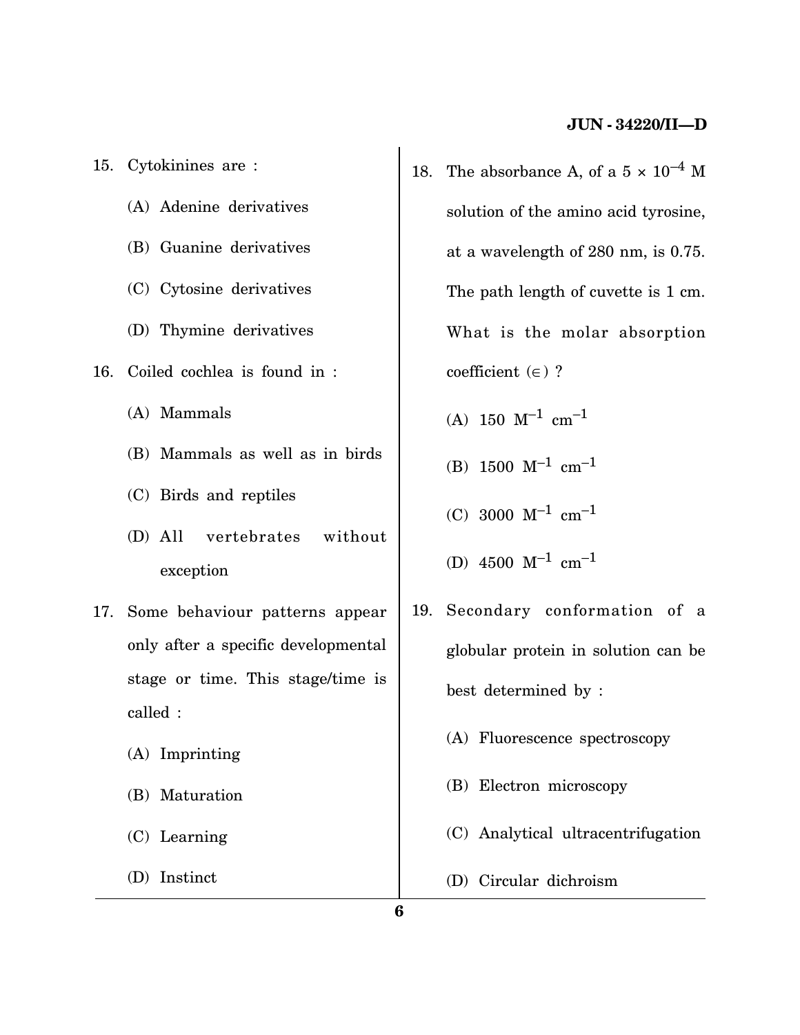15. Cytokinines are :

(A) Adenine derivatives

(B) Guanine derivatives

(C) Cytosine derivatives

(D) Thymine derivatives

16. Coiled cochlea is found in :

(A) Mammals

(B) Mammals as well as in birds

(C) Birds and reptiles

(D) All vertebrates without exception

17. Some behaviour patterns appear only after a specific developmental stage or time. This stage/time is called :

(A) Imprinting

(B) Maturation

(C) Learning

(D) Instinct

18. The absorbance A, of a $5 \times 10^{-4}$ M solution of the amino acid tyrosine, at a wavelength of 280 nm, is 0.75. The path length of cuvette is 1 cm. What is the molar absorption coefficient ($\in$) ?

(A) 150 $M^{-1}$ $cm^{-1}$

(B) 1500 $M^{-1}$ $cm^{-1}$

(C) 3000 $M^{-1}$ $cm^{-1}$

(D) 4500 $M^{-1}$ $cm^{-1}$

19. Secondary conformation of a globular protein in solution can be best determined by :

(A) Fluorescence spectroscopy

(B) Electron microscopy

(C) Analytical ultracentrifugation

(D) Circular dichroism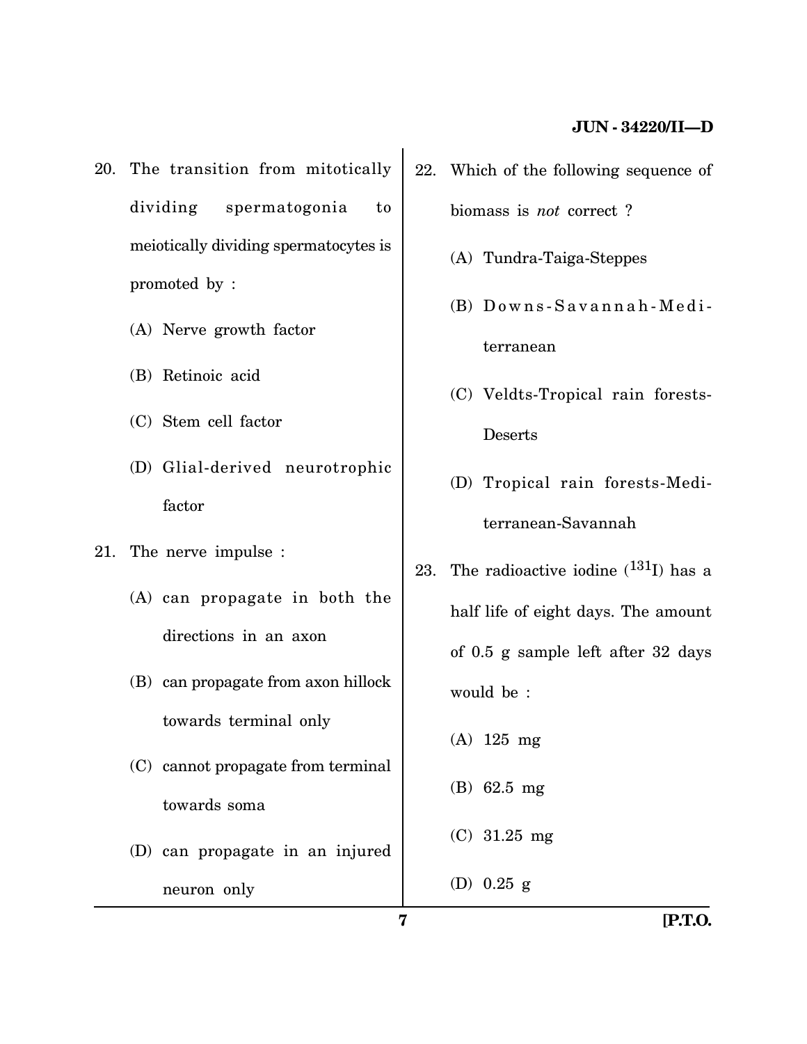20. The transition from mitotically dividing spermatogonia to meiotically dividing spermatocytes is promoted by :

 (A) Nerve growth factor

 (B) Retinoic acid

 (C) Stem cell factor

 (D) Glial-derived neurotrophic factor

21. The nerve impulse :

 (A) can propagate in both the directions in an axon

 (B) can propagate from axon hillock towards terminal only

 (C) cannot propagate from terminal towards soma

 (D) can propagate in an injured neuron only

22. Which of the following sequence of biomass is *not* correct ?

 (A) Tundra-Taiga-Steppes

 (B) Downs-Savannah-Mediterranean

 (C) Veldts-Tropical rain forests-Deserts

 (D) Tropical rain forests-Mediterranean-Savannah

23. The radioactive iodine ($^{131}I$) has a half life of eight days. The amount of 0.5 g sample left after 32 days would be :

 (A) 125 mg

 (B) 62.5 mg

 (C) 31.25 mg

 (D) 0.25 g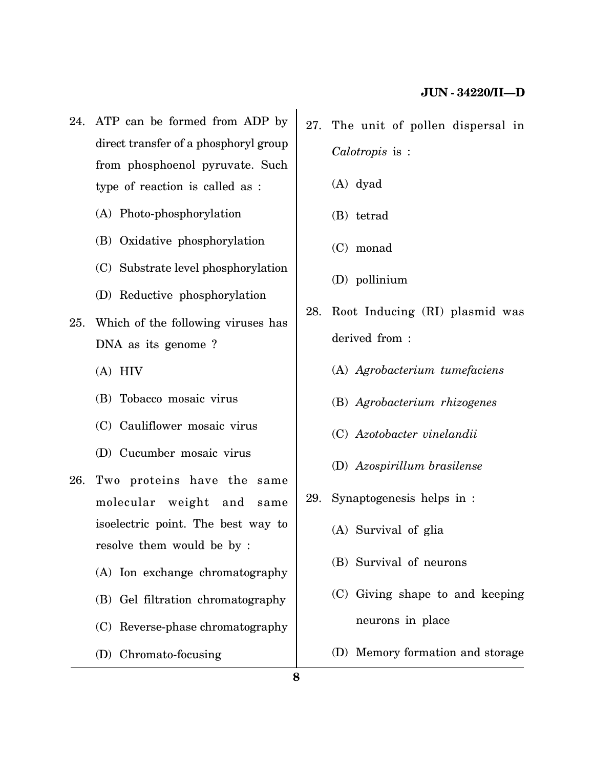24. ATP can be formed from ADP by direct transfer of a phosphoryl group from phosphoenol pyruvate. Such type of reaction is called as :

    (A) Photo-phosphorylation

    (B) Oxidative phosphorylation

    (C) Substrate level phosphorylation

    (D) Reductive phosphorylation

25. Which of the following viruses has DNA as its genome ?

    (A) HIV

    (B) Tobacco mosaic virus

    (C) Cauliflower mosaic virus

    (D) Cucumber mosaic virus

26. Two proteins have the same molecular weight and same isoelectric point. The best way to resolve them would be by :

    (A) Ion exchange chromatography

    (B) Gel filtration chromatography

    (C) Reverse-phase chromatography

    (D) Chromato-focusing

27. The unit of pollen dispersal in *Calotropis* is :

    (A) dyad

    (B) tetrad

    (C) monad

    (D) pollinium

28. Root Inducing (RI) plasmid was derived from :

    (A) *Agrobacterium tumefaciens*

    (B) *Agrobacterium rhizogenes*

    (C) *Azotobacter vinelandii*

    (D) *Azospirillum brasilense*

29. Synaptogenesis helps in :

    (A) Survival of glia

    (B) Survival of neurons

    (C) Giving shape to and keeping neurons in place

    (D) Memory formation and storage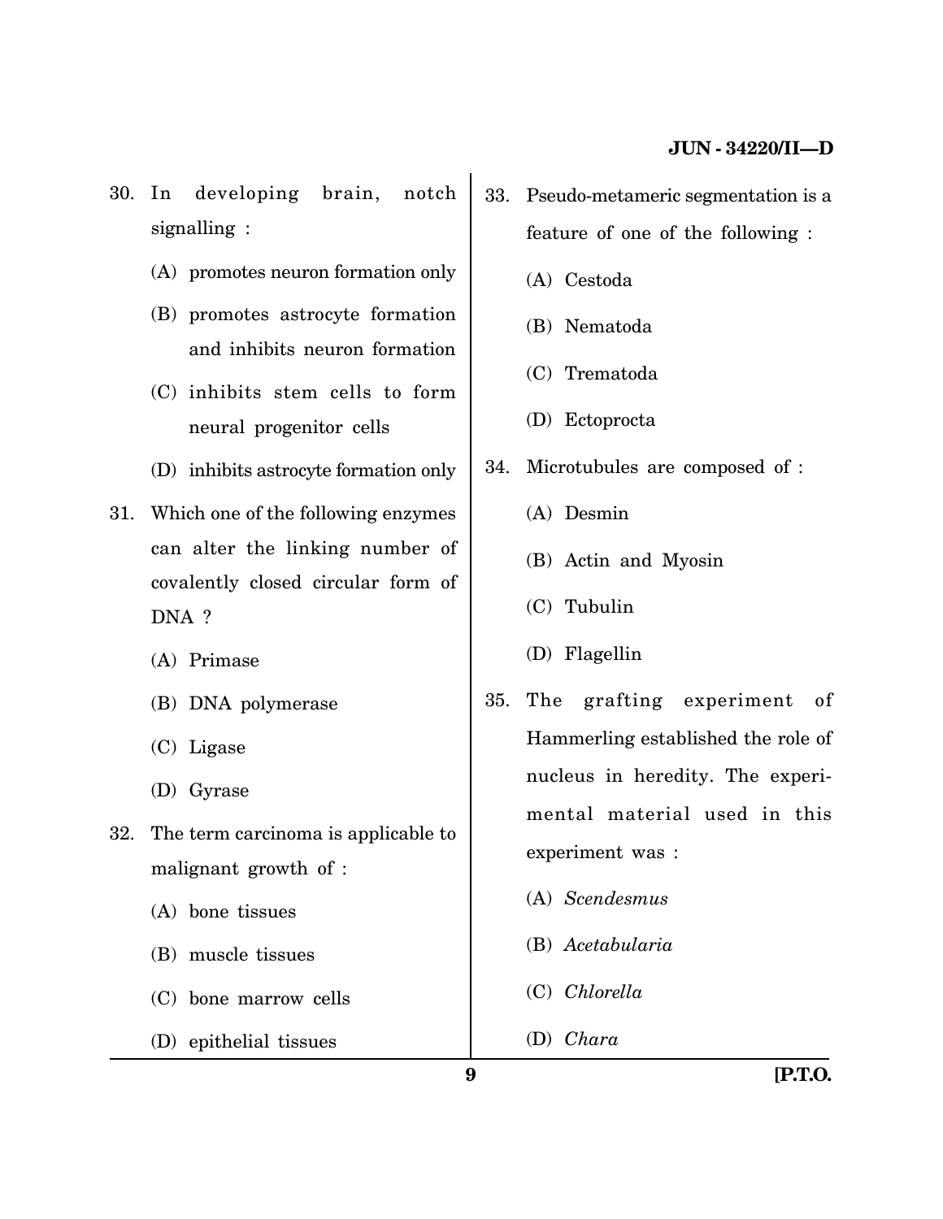30. In developing brain, notch signalling :

    (A) promotes neuron formation only

    (B) promotes astrocyte formation and inhibits neuron formation

    (C) inhibits stem cells to form neural progenitor cells

    (D) inhibits astrocyte formation only

31. Which one of the following enzymes can alter the linking number of covalently closed circular form of DNA ?

    (A) Primase

    (B) DNA polymerase

    (C) Ligase

    (D) Gyrase

32. The term carcinoma is applicable to malignant growth of :

    (A) bone tissues

    (B) muscle tissues

    (C) bone marrow cells

    (D) epithelial tissues

33. Pseudo-metameric segmentation is a feature of one of the following :

    (A) Cestoda

    (B) Nematoda

    (C) Trematoda

    (D) Ectoprocta

34. Microtubules are composed of :

    (A) Desmin

    (B) Actin and Myosin

    (C) Tubulin

    (D) Flagellin

35. The grafting experiment of Hammerling established the role of nucleus in heredity. The experimental material used in this experiment was :

    (A) *Scendesmus*

    (B) *Acetabularia*

    (C) *Chlorella*

    (D) *Chara*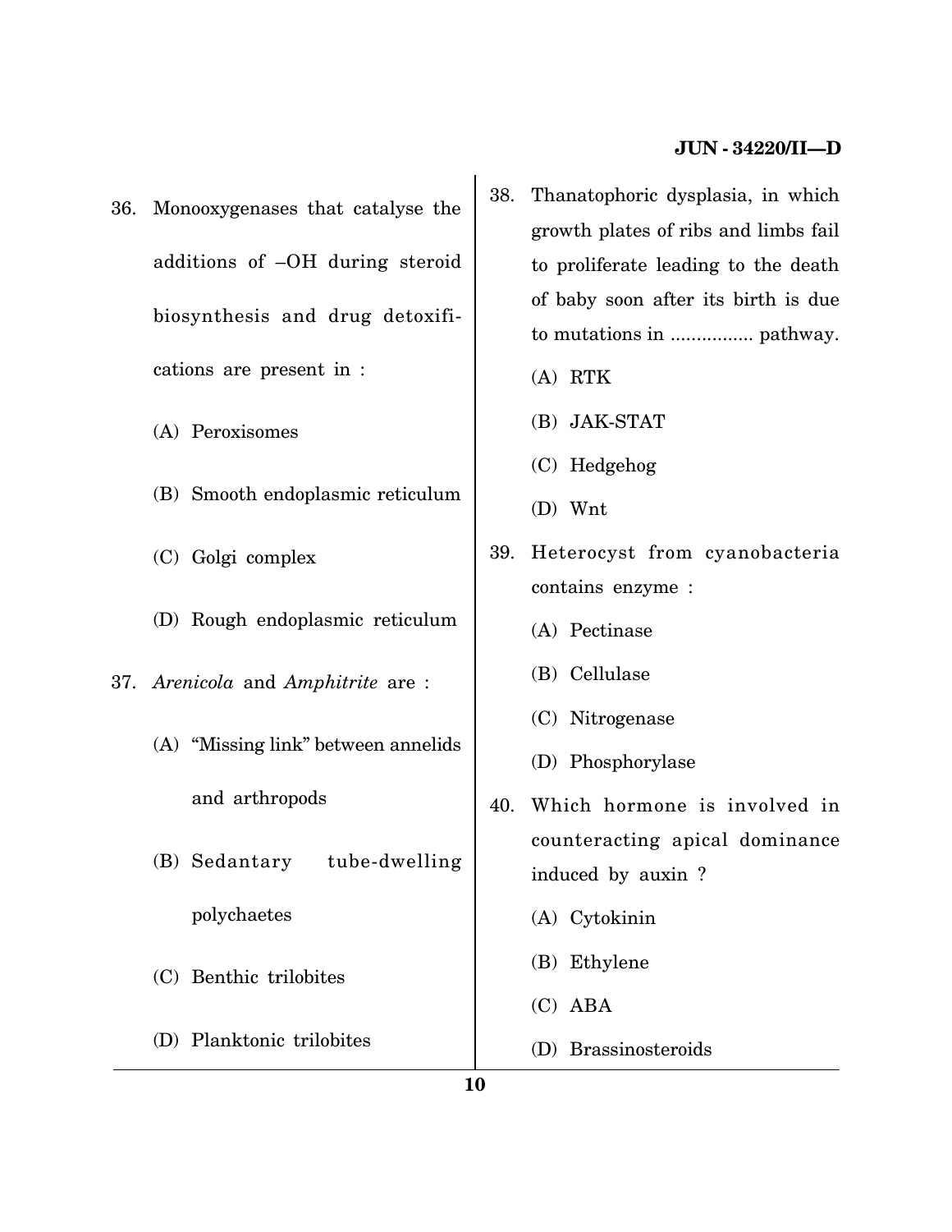36. Monooxygenases that catalyse the additions of –OH during steroid biosynthesis and drug detoxifications are present in :

    (A) Peroxisomes

    (B) Smooth endoplasmic reticulum

    (C) Golgi complex

    (D) Rough endoplasmic reticulum

37. *Arenicola* and *Amphitrite* are :

    (A) "Missing link" between annelids and arthropods

    (B) Sedantary tube-dwelling polychaetes

    (C) Benthic trilobites

    (D) Planktonic trilobites

38. Thanatophoric dysplasia, in which growth plates of ribs and limbs fail to proliferate leading to the death of baby soon after its birth is due to mutations in ................ pathway.

    (A) RTK

    (B) JAK-STAT

    (C) Hedgehog

    (D) Wnt

39. Heterocyst from cyanobacteria contains enzyme :

    (A) Pectinase

    (B) Cellulase

    (C) Nitrogenase

    (D) Phosphorylase

40. Which hormone is involved in counteracting apical dominance induced by auxin ?

    (A) Cytokinin

    (B) Ethylene

    (C) ABA

    (D) Brassinosteroids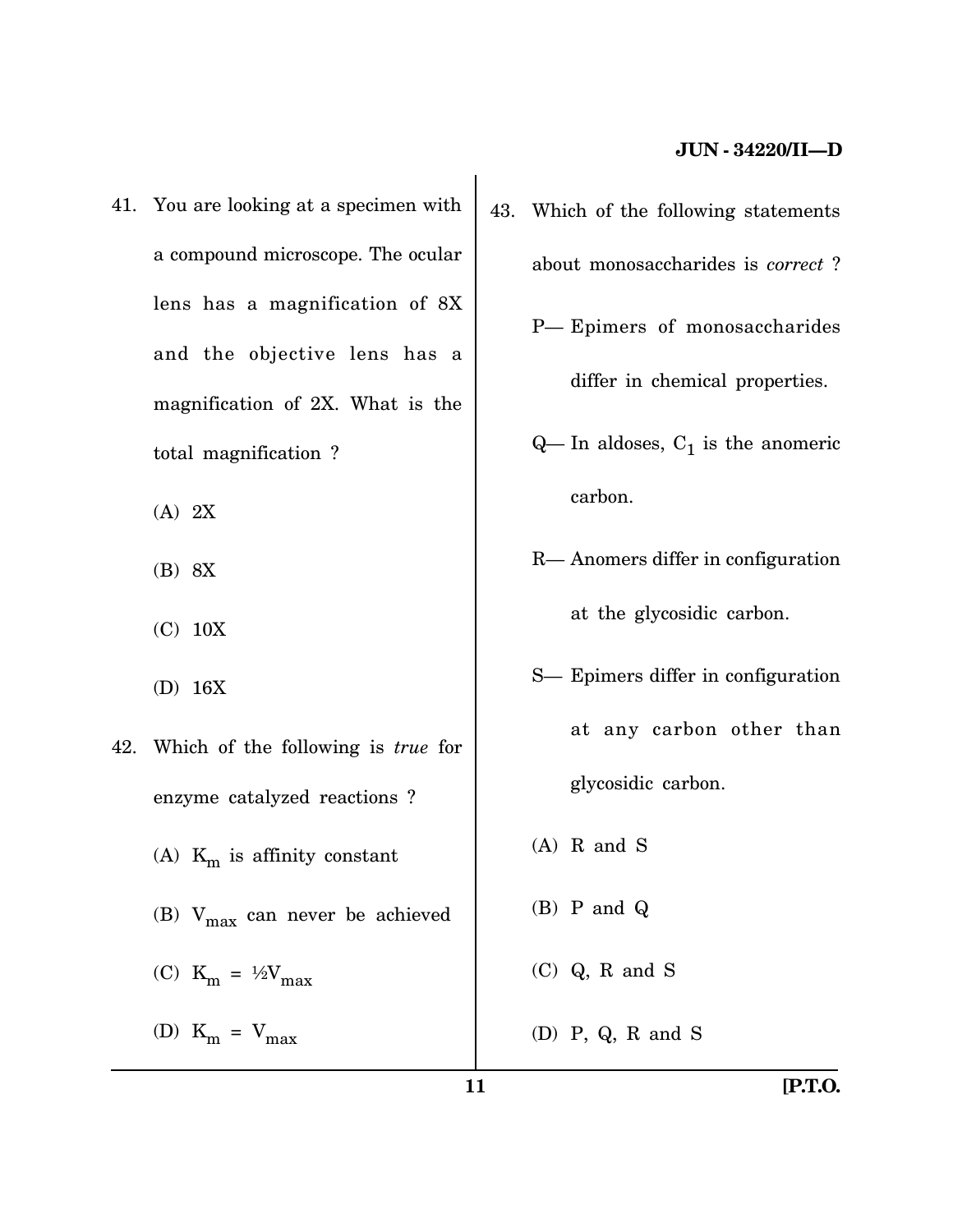41. You are looking at a specimen with a compound microscope. The ocular lens has a magnification of 8X and the objective lens has a magnification of 2X. What is the total magnification ?

    (A) 2X

    (B) 8X

    (C) 10X

    (D) 16X

42. Which of the following is *true* for enzyme catalyzed reactions ?

    (A) $K_m$ is affinity constant

    (B) $V_{max}$ can never be achieved

    (C) $K_m = \frac{1}{2}V_{max}$

    (D) $K_m = V_{max}$

43. Which of the following statements about monosaccharides is *correct* ?

    P— Epimers of monosaccharides differ in chemical properties.

    Q— In aldoses, $C_1$ is the anomeric carbon.

    R— Anomers differ in configuration at the glycosidic carbon.

    S— Epimers differ in configuration at any carbon other than glycosidic carbon.

    (A) R and S

    (B) P and Q

    (C) Q, R and S

    (D) P, Q, R and S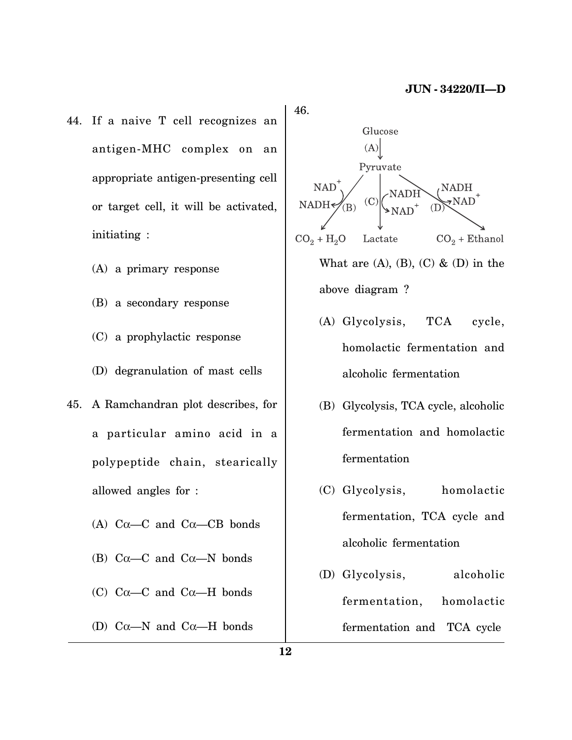44. If a naive T cell recognizes an antigen-MHC complex on an appropriate antigen-presenting cell or target cell, it will be activated, initiating :

(A) a primary response

(B) a secondary response

(C) a prophylactic response

(D) degranulation of mast cells

45. A Ramchandran plot describes, for a particular amino acid in a polypeptide chain, stearically allowed angles for :

(A) Cα—C and Cα—CB bonds

(B) Cα—C and Cα—N bonds

(C) Cα—C and Cα—H bonds

(D) Cα—N and Cα—H bonds

46.

Glucose

(A) ↓

Pyruvate

(B): $NAD^+$ → NADH; Pyruvate → $CO_2 + H_2O$

(C): NADH → $NAD^+$; Pyruvate → Lactate

(D): NADH → $NAD^+$; Pyruvate → $CO_2$ + Ethanol

What are (A), (B), (C) & (D) in the above diagram ?

(A) Glycolysis, TCA cycle, homolactic fermentation and alcoholic fermentation

(B) Glycolysis, TCA cycle, alcoholic fermentation and homolactic fermentation

(C) Glycolysis, homolactic fermentation, TCA cycle and alcoholic fermentation

(D) Glycolysis, alcoholic fermentation, homolactic fermentation and TCA cycle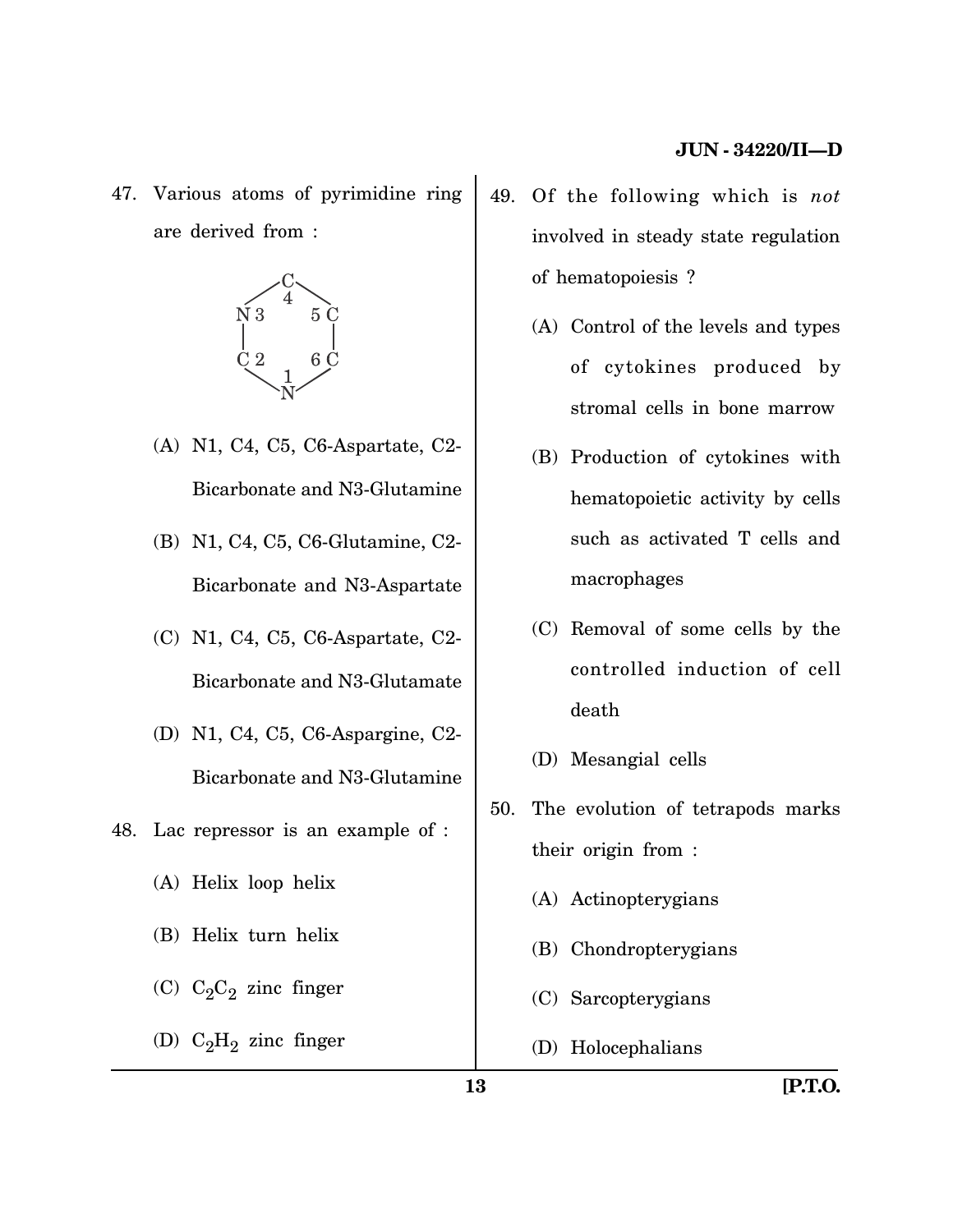47. Various atoms of pyrimidine ring are derived from :

```
      C
    / 4 \
  N 3     5 C
  |         |
  C 2     6 C
    \ 1 /
      N
```

(A) N1, C4, C5, C6-Aspartate, C2-Bicarbonate and N3-Glutamine

(B) N1, C4, C5, C6-Glutamine, C2-Bicarbonate and N3-Aspartate

(C) N1, C4, C5, C6-Aspartate, C2-Bicarbonate and N3-Glutamate

(D) N1, C4, C5, C6-Aspargine, C2-Bicarbonate and N3-Glutamine

48. Lac repressor is an example of :

(A) Helix loop helix

(B) Helix turn helix

(C) $C_2C_2$ zinc finger

(D) $C_2H_2$ zinc finger

49. Of the following which is *not* involved in steady state regulation of hematopoiesis ?

(A) Control of the levels and types of cytokines produced by stromal cells in bone marrow

(B) Production of cytokines with hematopoietic activity by cells such as activated T cells and macrophages

(C) Removal of some cells by the controlled induction of cell death

(D) Mesangial cells

50. The evolution of tetrapods marks their origin from :

(A) Actinopterygians

(B) Chondropterygians

(C) Sarcopterygians

(D) Holocephalians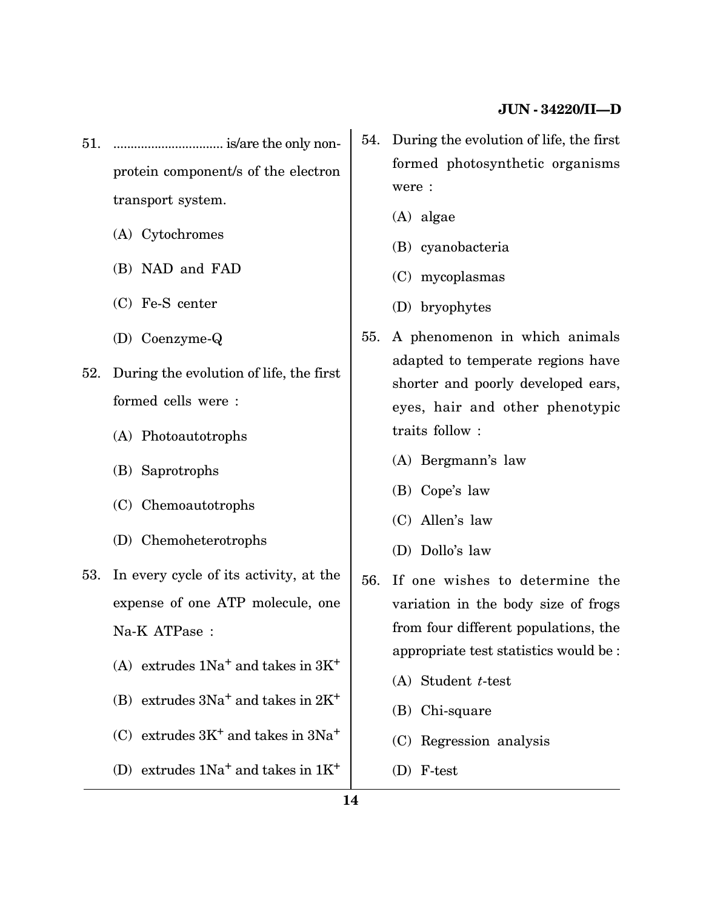51. ................................ is/are the only non-protein component/s of the electron transport system.

(A) Cytochromes

(B) NAD and FAD

(C) Fe-S center

(D) Coenzyme-Q

52. During the evolution of life, the first formed cells were :

(A) Photoautotrophs

(B) Saprotrophs

(C) Chemoautotrophs

(D) Chemoheterotrophs

53. In every cycle of its activity, at the expense of one ATP molecule, one Na-K ATPase :

(A) extrudes 1$Na^+$ and takes in 3$K^+$

(B) extrudes 3$Na^+$ and takes in 2$K^+$

(C) extrudes 3$K^+$ and takes in 3$Na^+$

(D) extrudes 1$Na^+$ and takes in 1$K^+$

54. During the evolution of life, the first formed photosynthetic organisms were :

(A) algae

(B) cyanobacteria

(C) mycoplasmas

(D) bryophytes

55. A phenomenon in which animals adapted to temperate regions have shorter and poorly developed ears, eyes, hair and other phenotypic traits follow :

(A) Bergmann's law

(B) Cope's law

(C) Allen's law

(D) Dollo's law

56. If one wishes to determine the variation in the body size of frogs from four different populations, the appropriate test statistics would be :

(A) Student *t*-test

(B) Chi-square

(C) Regression analysis

(D) F-test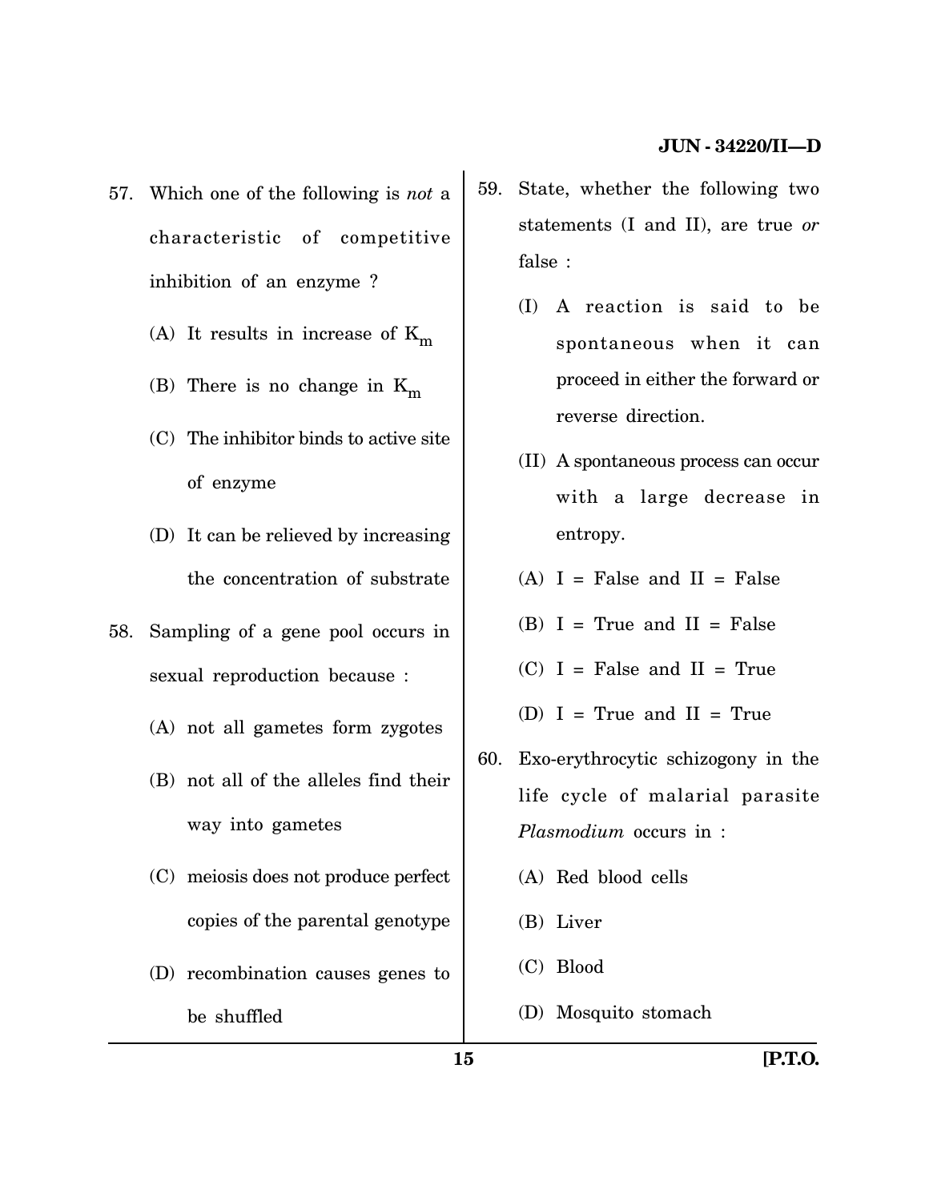57. Which one of the following is *not* a characteristic of competitive inhibition of an enzyme ?

    (A) It results in increase of $K_m$

    (B) There is no change in $K_m$

    (C) The inhibitor binds to active site of enzyme

    (D) It can be relieved by increasing the concentration of substrate

58. Sampling of a gene pool occurs in sexual reproduction because :

    (A) not all gametes form zygotes

    (B) not all of the alleles find their way into gametes

    (C) meiosis does not produce perfect copies of the parental genotype

    (D) recombination causes genes to be shuffled

59. State, whether the following two statements (I and II), are true *or* false :

    (I) A reaction is said to be spontaneous when it can proceed in either the forward or reverse direction.

    (II) A spontaneous process can occur with a large decrease in entropy.

    (A) I = False and II = False

    (B) I = True and II = False

    (C) I = False and II = True

    (D) I = True and II = True

60. Exo-erythrocytic schizogony in the life cycle of malarial parasite *Plasmodium* occurs in :

    (A) Red blood cells

    (B) Liver

    (C) Blood

    (D) Mosquito stomach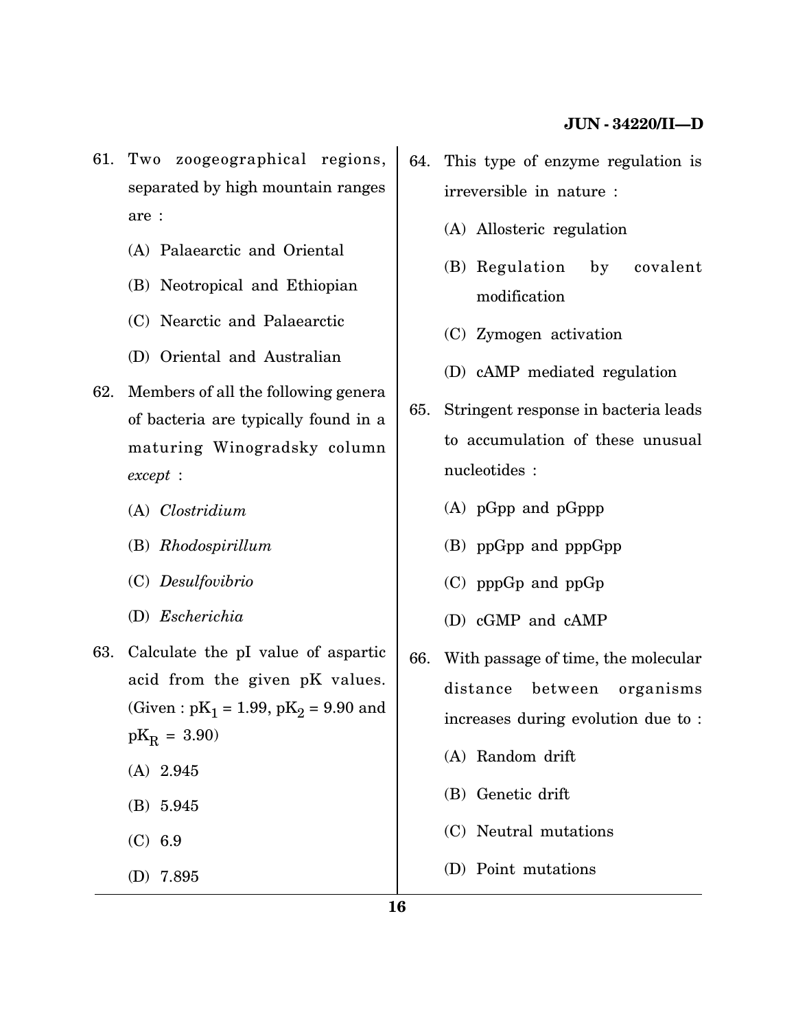61. Two zoogeographical regions, separated by high mountain ranges are :

    (A) Palaearctic and Oriental

    (B) Neotropical and Ethiopian

    (C) Nearctic and Palaearctic

    (D) Oriental and Australian

62. Members of all the following genera of bacteria are typically found in a maturing Winogradsky column *except* :

    (A) *Clostridium*

    (B) *Rhodospirillum*

    (C) *Desulfovibrio*

    (D) *Escherichia*

63. Calculate the pI value of aspartic acid from the given pK values. (Given : $pK_1 = 1.99$, $pK_2 = 9.90$ and $pK_R = 3.90$)

    (A) 2.945

    (B) 5.945

    (C) 6.9

    (D) 7.895

64. This type of enzyme regulation is irreversible in nature :

    (A) Allosteric regulation

    (B) Regulation by covalent modification

    (C) Zymogen activation

    (D) cAMP mediated regulation

65. Stringent response in bacteria leads to accumulation of these unusual nucleotides :

    (A) pGpp and pGppp

    (B) ppGpp and pppGpp

    (C) pppGp and ppGp

    (D) cGMP and cAMP

66. With passage of time, the molecular distance between organisms increases during evolution due to :

    (A) Random drift

    (B) Genetic drift

    (C) Neutral mutations

    (D) Point mutations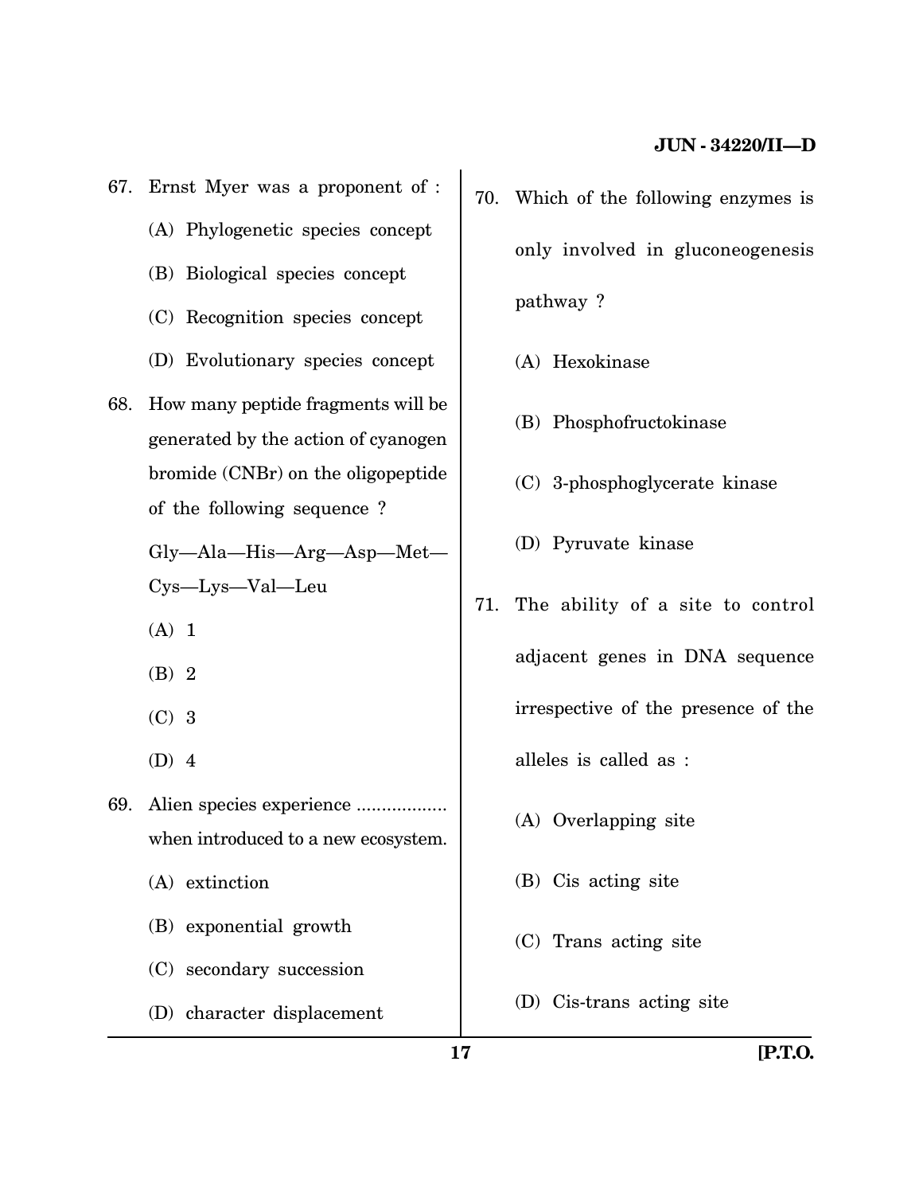67. Ernst Myer was a proponent of :

 (A) Phylogenetic species concept

 (B) Biological species concept

 (C) Recognition species concept

 (D) Evolutionary species concept

68. How many peptide fragments will be generated by the action of cyanogen bromide (CNBr) on the oligopeptide of the following sequence ?

 Gly—Ala—His—Arg—Asp—Met—Cys—Lys—Val—Leu

 (A) 1

 (B) 2

 (C) 3

 (D) 4

69. Alien species experience .................. when introduced to a new ecosystem.

 (A) extinction

 (B) exponential growth

 (C) secondary succession

 (D) character displacement

70. Which of the following enzymes is only involved in gluconeogenesis pathway ?

 (A) Hexokinase

 (B) Phosphofructokinase

 (C) 3-phosphoglycerate kinase

 (D) Pyruvate kinase

71. The ability of a site to control adjacent genes in DNA sequence irrespective of the presence of the alleles is called as :

 (A) Overlapping site

 (B) Cis acting site

 (C) Trans acting site

 (D) Cis-trans acting site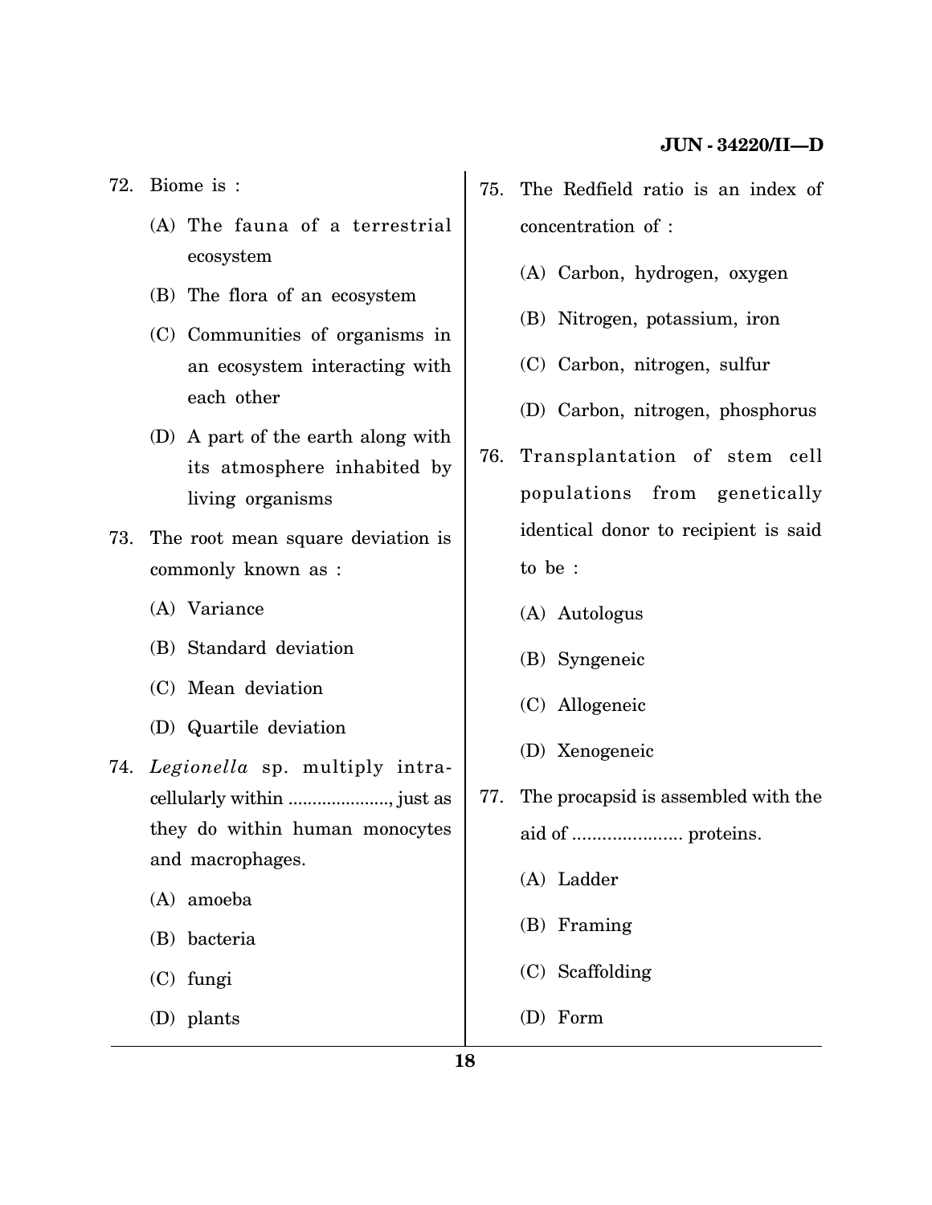72. Biome is :

    (A) The fauna of a terrestrial ecosystem

    (B) The flora of an ecosystem

    (C) Communities of organisms in an ecosystem interacting with each other

    (D) A part of the earth along with its atmosphere inhabited by living organisms

73. The root mean square deviation is commonly known as :

    (A) Variance

    (B) Standard deviation

    (C) Mean deviation

    (D) Quartile deviation

74. *Legionella* sp. multiply intracellularly within ...................., just as they do within human monocytes and macrophages.

    (A) amoeba

    (B) bacteria

    (C) fungi

    (D) plants

75. The Redfield ratio is an index of concentration of :

    (A) Carbon, hydrogen, oxygen

    (B) Nitrogen, potassium, iron

    (C) Carbon, nitrogen, sulfur

    (D) Carbon, nitrogen, phosphorus

76. Transplantation of stem cell populations from genetically identical donor to recipient is said to be :

    (A) Autologus

    (B) Syngeneic

    (C) Allogeneic

    (D) Xenogeneic

77. The procapsid is assembled with the aid of ..................... proteins.

    (A) Ladder

    (B) Framing

    (C) Scaffolding

    (D) Form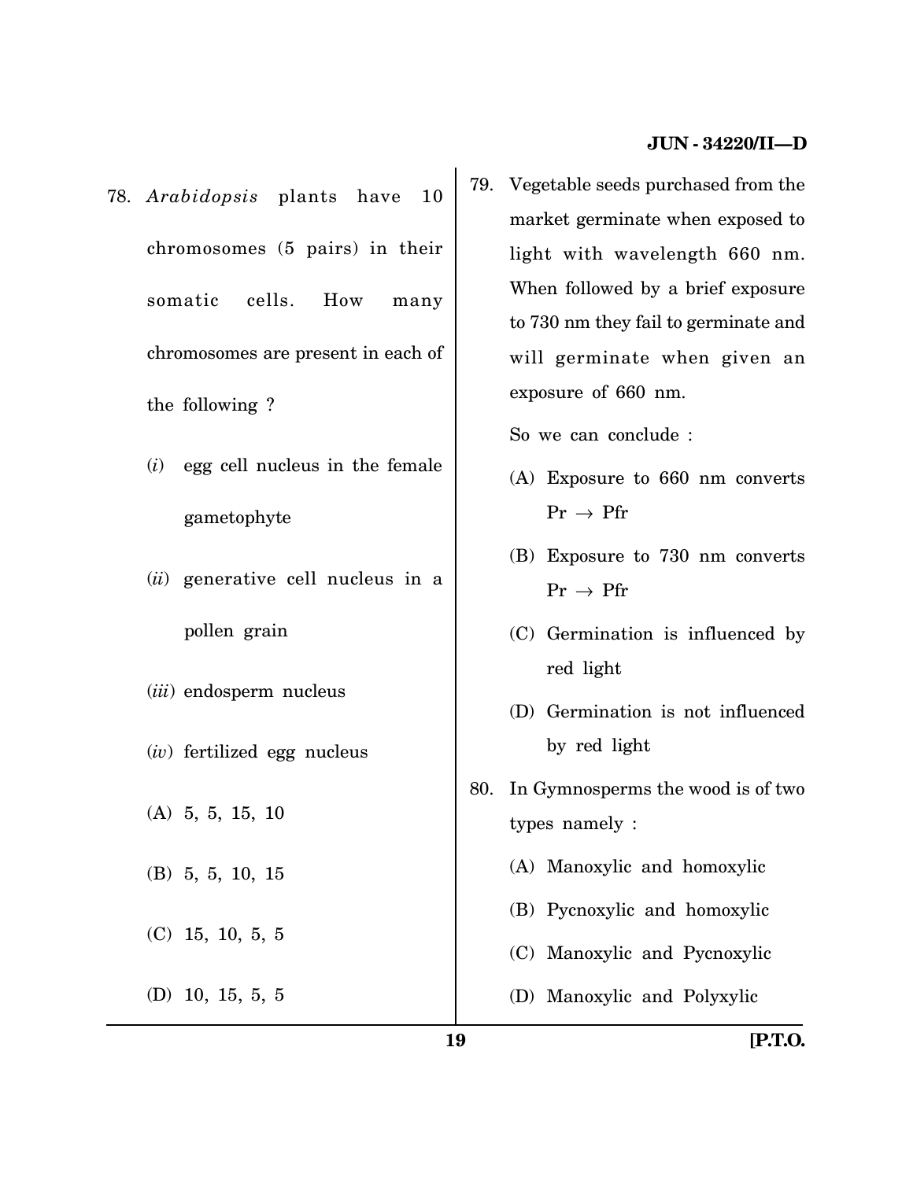78. *Arabidopsis* plants have 10 chromosomes (5 pairs) in their somatic cells. How many chromosomes are present in each of the following ?

 (*i*) egg cell nucleus in the female gametophyte

 (*ii*) generative cell nucleus in a pollen grain

 (*iii*) endosperm nucleus

 (*iv*) fertilized egg nucleus

 (A) 5, 5, 15, 10

 (B) 5, 5, 10, 15

 (C) 15, 10, 5, 5

 (D) 10, 15, 5, 5

79. Vegetable seeds purchased from the market germinate when exposed to light with wavelength 660 nm. When followed by a brief exposure to 730 nm they fail to germinate and will germinate when given an exposure of 660 nm.

 So we can conclude :

 (A) Exposure to 660 nm converts Pr $\rightarrow$ Pfr

 (B) Exposure to 730 nm converts Pr $\rightarrow$ Pfr

 (C) Germination is influenced by red light

 (D) Germination is not influenced by red light

80. In Gymnosperms the wood is of two types namely :

 (A) Manoxylic and homoxylic

 (B) Pycnoxylic and homoxylic

 (C) Manoxylic and Pycnoxylic

 (D) Manoxylic and Polyxylic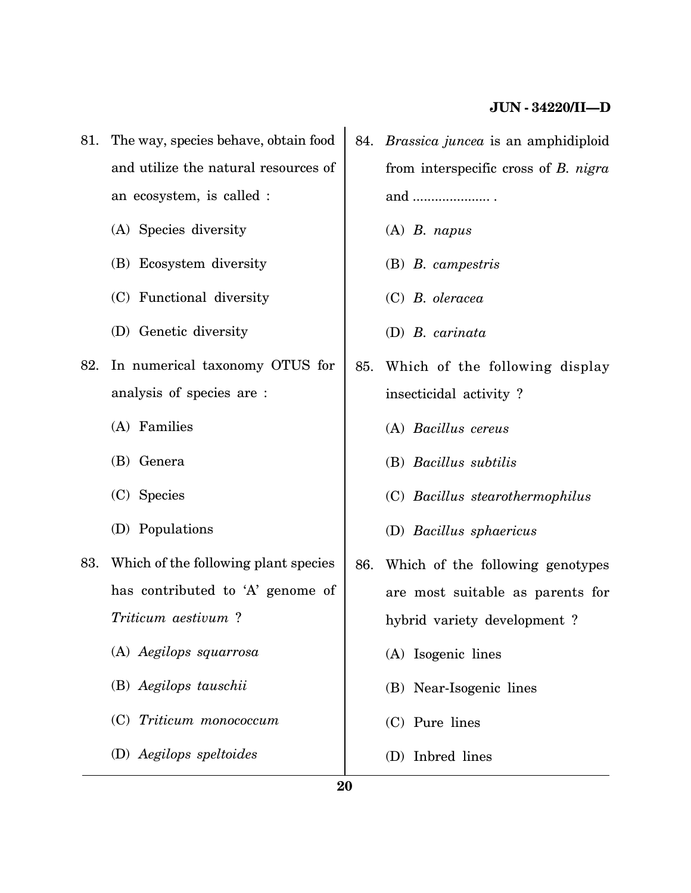81. The way, species behave, obtain food and utilize the natural resources of an ecosystem, is called :

    (A) Species diversity

    (B) Ecosystem diversity

    (C) Functional diversity

    (D) Genetic diversity

82. In numerical taxonomy OTUS for analysis of species are :

    (A) Families

    (B) Genera

    (C) Species

    (D) Populations

83. Which of the following plant species has contributed to 'A' genome of *Triticum aestivum* ?

    (A) *Aegilops squarrosa*

    (B) *Aegilops tauschii*

    (C) *Triticum monococcum*

    (D) *Aegilops speltoides*

84. *Brassica juncea* is an amphidiploid from interspecific cross of *B. nigra* and ..................... .

    (A) *B. napus*

    (B) *B. campestris*

    (C) *B. oleracea*

    (D) *B. carinata*

85. Which of the following display insecticidal activity ?

    (A) *Bacillus cereus*

    (B) *Bacillus subtilis*

    (C) *Bacillus stearothermophilus*

    (D) *Bacillus sphaericus*

86. Which of the following genotypes are most suitable as parents for hybrid variety development ?

    (A) Isogenic lines

    (B) Near-Isogenic lines

    (C) Pure lines

    (D) Inbred lines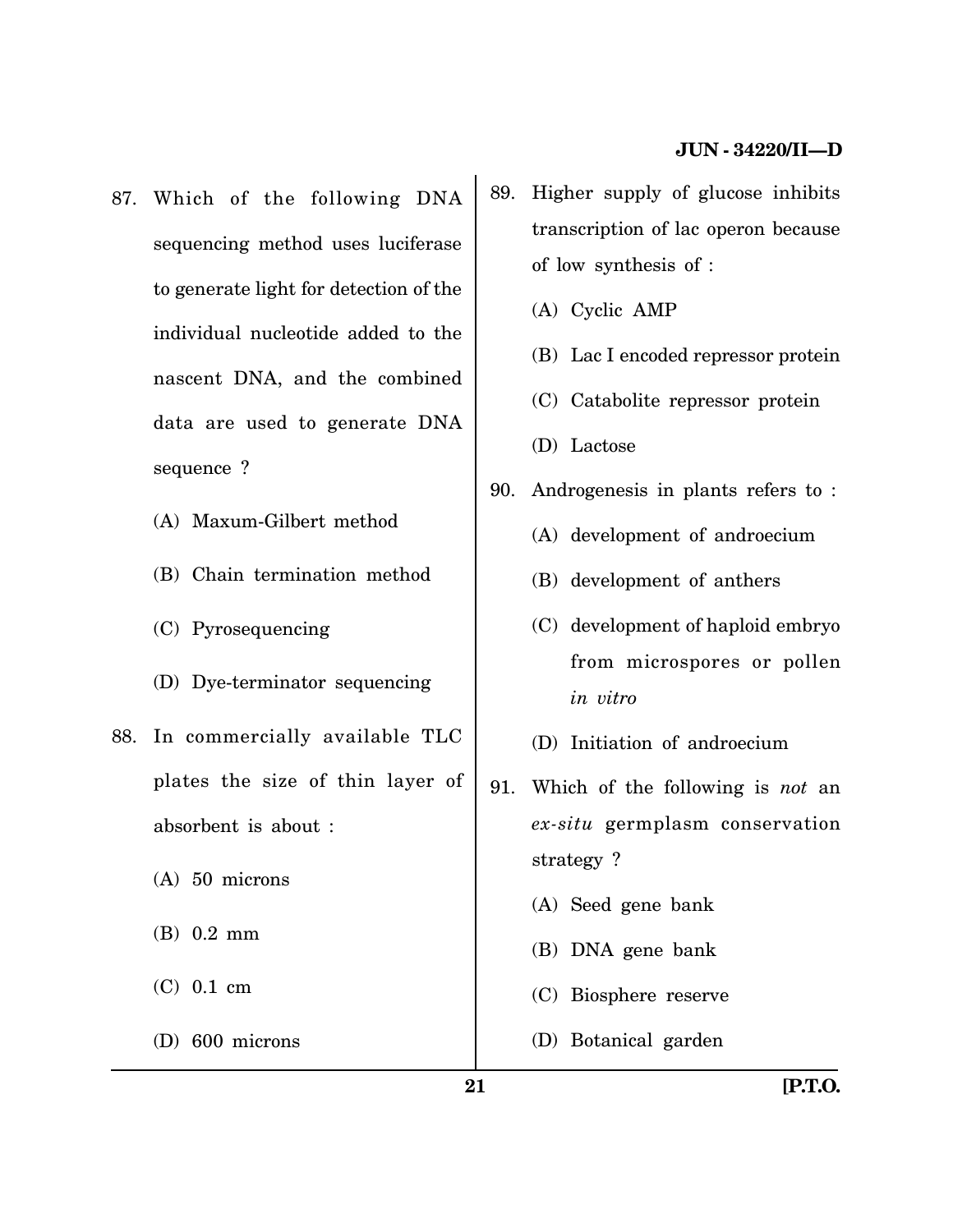87. Which of the following DNA sequencing method uses luciferase to generate light for detection of the individual nucleotide added to the nascent DNA, and the combined data are used to generate DNA sequence ?

    (A) Maxum-Gilbert method

    (B) Chain termination method

    (C) Pyrosequencing

    (D) Dye-terminator sequencing

88. In commercially available TLC plates the size of thin layer of absorbent is about :

    (A) 50 microns

    (B) 0.2 mm

    (C) 0.1 cm

    (D) 600 microns

89. Higher supply of glucose inhibits transcription of lac operon because of low synthesis of :

    (A) Cyclic AMP

    (B) Lac I encoded repressor protein

    (C) Catabolite repressor protein

    (D) Lactose

90. Androgenesis in plants refers to :

    (A) development of androecium

    (B) development of anthers

    (C) development of haploid embryo from microspores or pollen *in vitro*

    (D) Initiation of androecium

91. Which of the following is *not* an *ex-situ* germplasm conservation strategy ?

    (A) Seed gene bank

    (B) DNA gene bank

    (C) Biosphere reserve

    (D) Botanical garden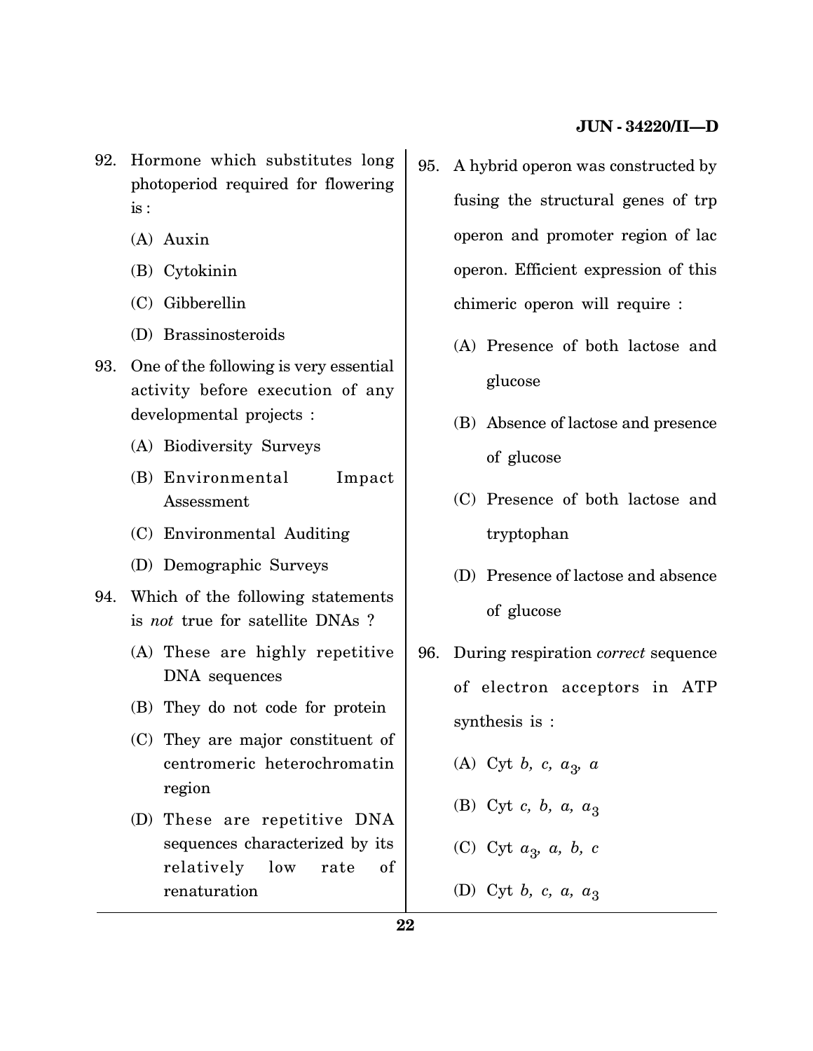92. Hormone which substitutes long photoperiod required for flowering is :

    (A) Auxin

    (B) Cytokinin

    (C) Gibberellin

    (D) Brassinosteroids

93. One of the following is very essential activity before execution of any developmental projects :

    (A) Biodiversity Surveys

    (B) Environmental Impact Assessment

    (C) Environmental Auditing

    (D) Demographic Surveys

94. Which of the following statements is *not* true for satellite DNAs ?

    (A) These are highly repetitive DNA sequences

    (B) They do not code for protein

    (C) They are major constituent of centromeric heterochromatin region

    (D) These are repetitive DNA sequences characterized by its relatively low rate of renaturation

95. A hybrid operon was constructed by fusing the structural genes of trp operon and promoter region of lac operon. Efficient expression of this chimeric operon will require :

    (A) Presence of both lactose and glucose

    (B) Absence of lactose and presence of glucose

    (C) Presence of both lactose and tryptophan

    (D) Presence of lactose and absence of glucose

96. During respiration *correct* sequence of electron acceptors in ATP synthesis is :

    (A) Cyt $b$, $c$, $a_3$, $a$

    (B) Cyt $c$, $b$, $a$, $a_3$

    (C) Cyt $a_3$, $a$, $b$, $c$

    (D) Cyt $b$, $c$, $a$, $a_3$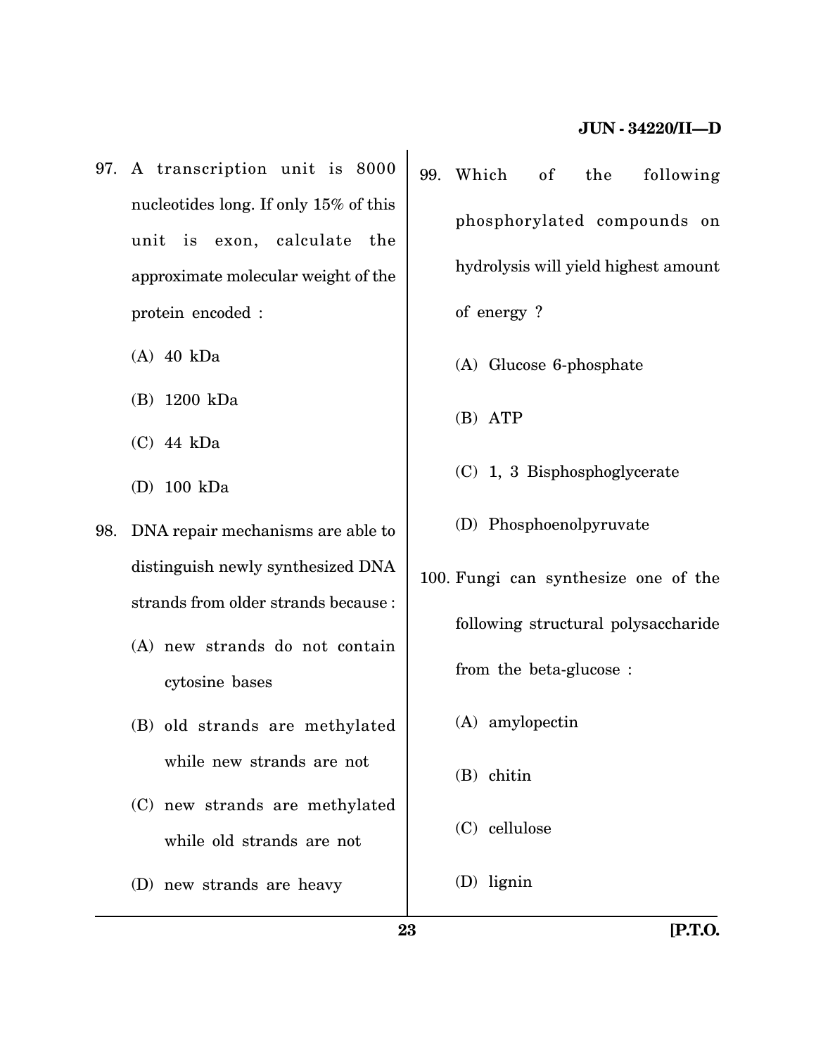97. A transcription unit is 8000 nucleotides long. If only 15% of this unit is exon, calculate the approximate molecular weight of the protein encoded :

   (A) 40 kDa

   (B) 1200 kDa

   (C) 44 kDa

   (D) 100 kDa

98. DNA repair mechanisms are able to distinguish newly synthesized DNA strands from older strands because :

   (A) new strands do not contain cytosine bases

   (B) old strands are methylated while new strands are not

   (C) new strands are methylated while old strands are not

   (D) new strands are heavy

99. Which of the following phosphorylated compounds on hydrolysis will yield highest amount of energy ?

   (A) Glucose 6-phosphate

   (B) ATP

   (C) 1, 3 Bisphosphoglycerate

   (D) Phosphoenolpyruvate

100. Fungi can synthesize one of the following structural polysaccharide from the beta-glucose :

   (A) amylopectin

   (B) chitin

   (C) cellulose

   (D) lignin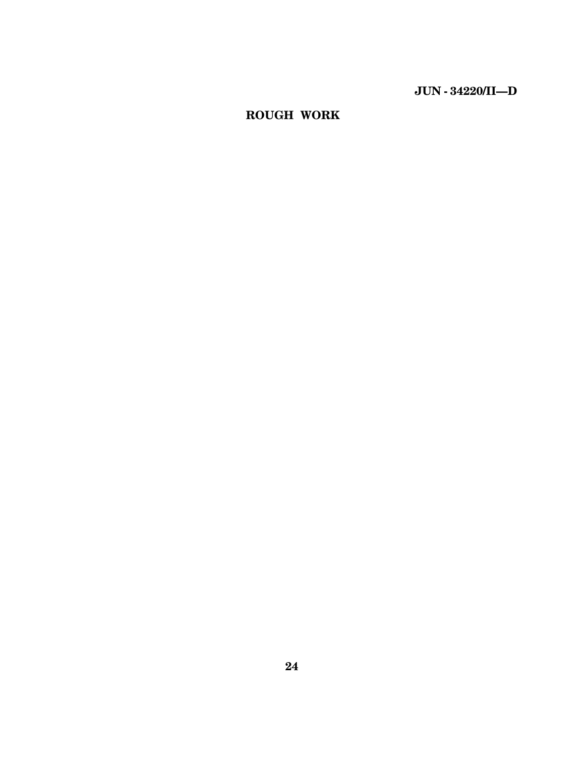## ROUGH WORK